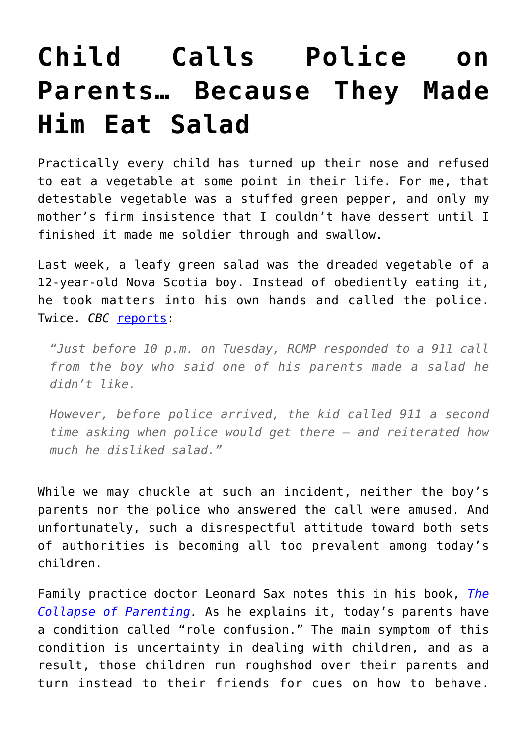# Child Calls Police on Parents… Because They Made Him Eat Salad

Practically every child has turned up their nose and refused to eat a vegetable at some point in their life. For me, that detestable vegetable was a stuffed green pepper, and only my mother's firm insistence that I couldn't have dessert until I finished it made me soldier through and swallow.

Last week, a leafy green salad was the dreaded vegetable of a 12-year-old Nova Scotia boy. Instead of obediently eating it, he took matters into his own hands and called the police. Twice. *CBC* reports:

> *"Just before 10 p.m. on Tuesday, RCMP responded to a 911 call from the boy who said one of his parents made a salad he didn't like.*
>
> *However, before police arrived, the kid called 911 a second time asking when police would get there — and reiterated how much he disliked salad."*

While we may chuckle at such an incident, neither the boy's parents nor the police who answered the call were amused. And unfortunately, such a disrespectful attitude toward both sets of authorities is becoming all too prevalent among today's children.

Family practice doctor Leonard Sax notes this in his book, *The Collapse of Parenting*. As he explains it, today's parents have a condition called "role confusion." The main symptom of this condition is uncertainty in dealing with children, and as a result, those children run roughshod over their parents and turn instead to their friends for cues on how to behave.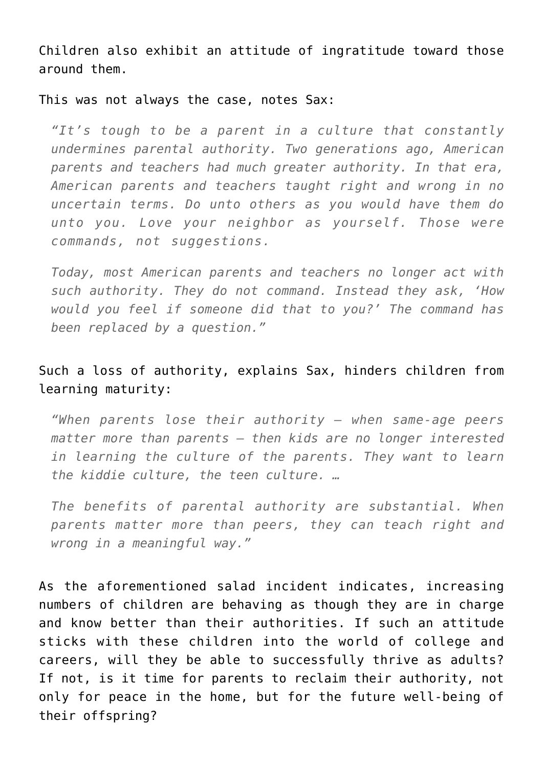Children also exhibit an attitude of ingratitude toward those around them.

This was not always the case, notes Sax:

> *"It's tough to be a parent in a culture that constantly undermines parental authority. Two generations ago, American parents and teachers had much greater authority. In that era, American parents and teachers taught right and wrong in no uncertain terms. Do unto others as you would have them do unto you. Love your neighbor as yourself. Those were commands, not suggestions.*
>
> *Today, most American parents and teachers no longer act with such authority. They do not command. Instead they ask, 'How would you feel if someone did that to you?' The command has been replaced by a question."*

Such a loss of authority, explains Sax, hinders children from learning maturity:

> *"When parents lose their authority – when same-age peers matter more than parents – then kids are no longer interested in learning the culture of the parents. They want to learn the kiddie culture, the teen culture. …*
>
> *The benefits of parental authority are substantial. When parents matter more than peers, they can teach right and wrong in a meaningful way."*

As the aforementioned salad incident indicates, increasing numbers of children are behaving as though they are in charge and know better than their authorities. If such an attitude sticks with these children into the world of college and careers, will they be able to successfully thrive as adults? If not, is it time for parents to reclaim their authority, not only for peace in the home, but for the future well-being of their offspring?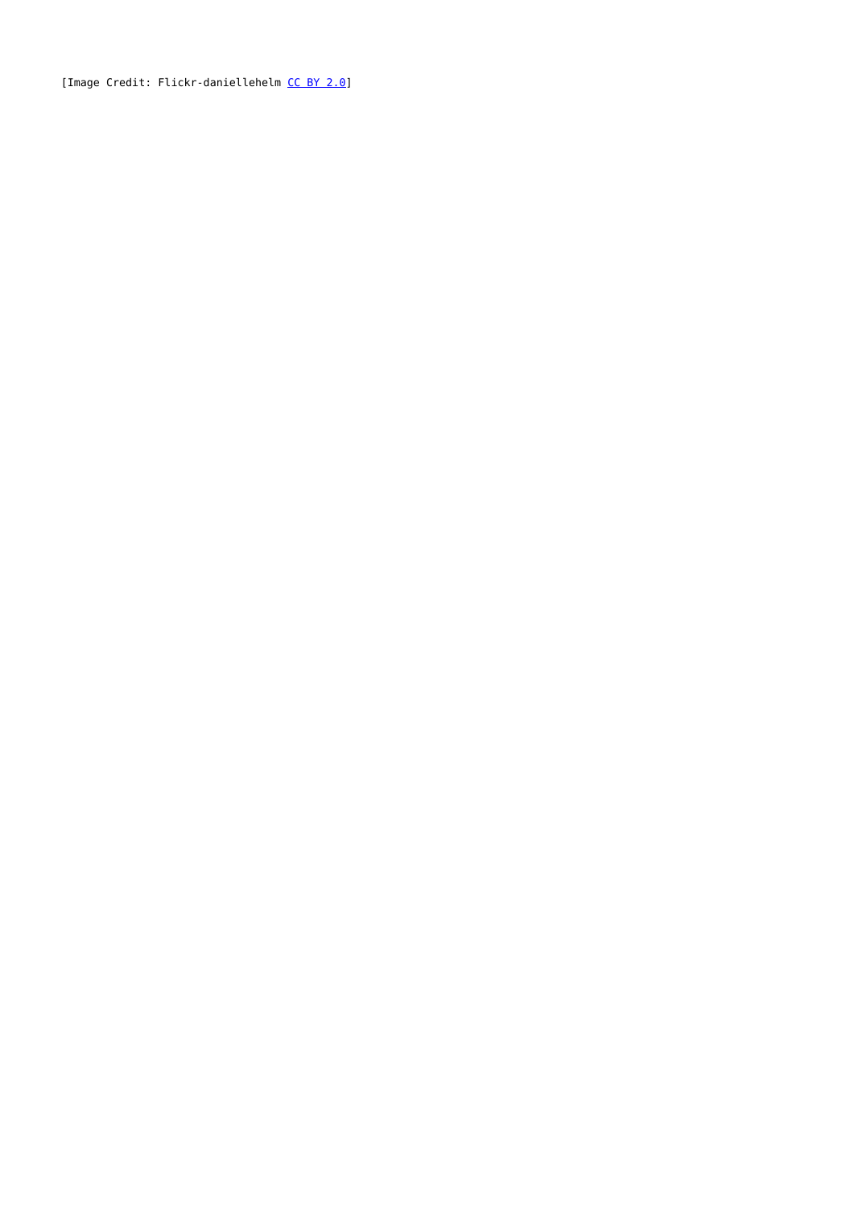[Image Credit: Flickr-daniellehelm [CC BY 2.0](https://creativecommons.org/licenses/by/2.0/)]